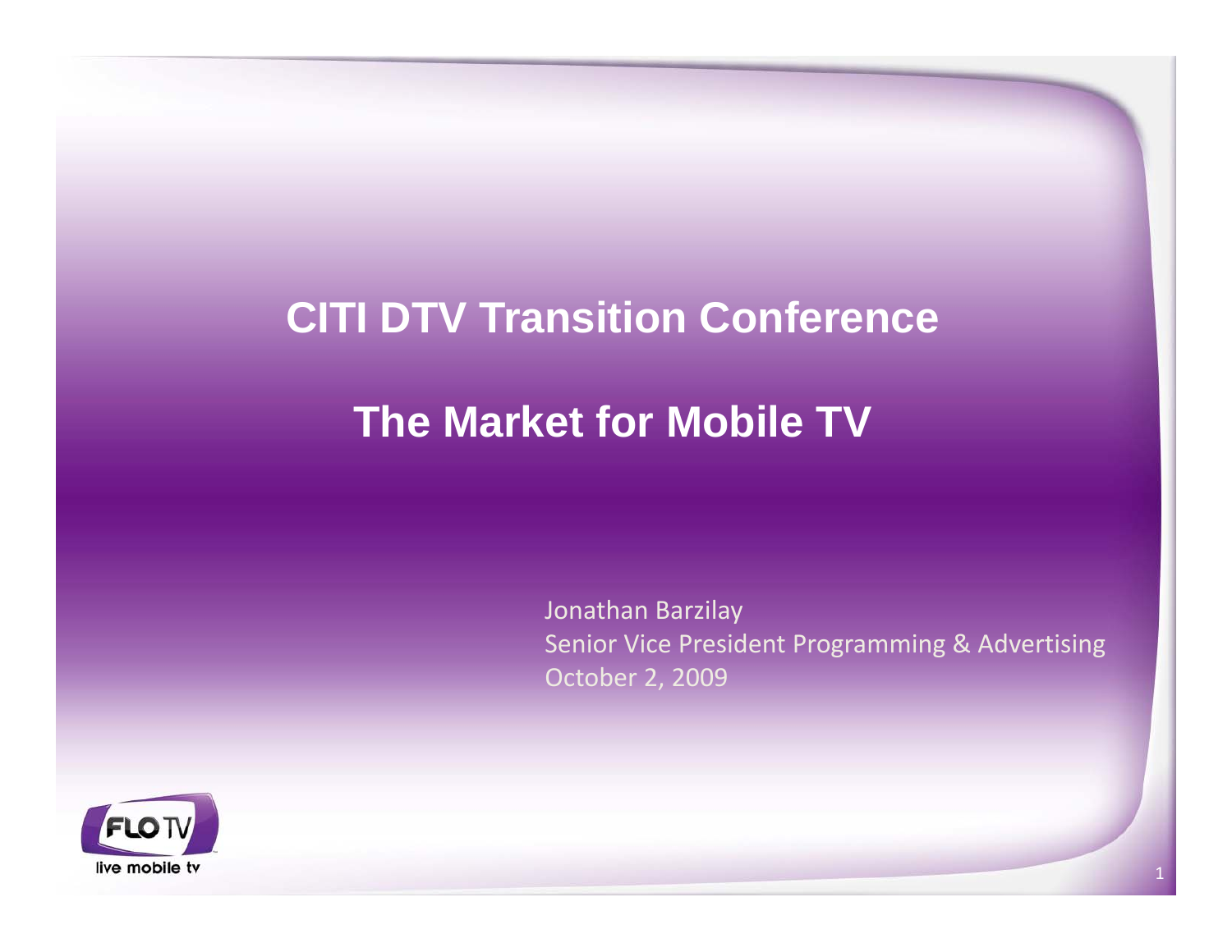# CITI DTV Transition Conference

# The Market for Mobile TV

Jonathan Barzilay
Senior Vice President Programming & Advertising
October 2, 2009

FLO TV
live mobile tv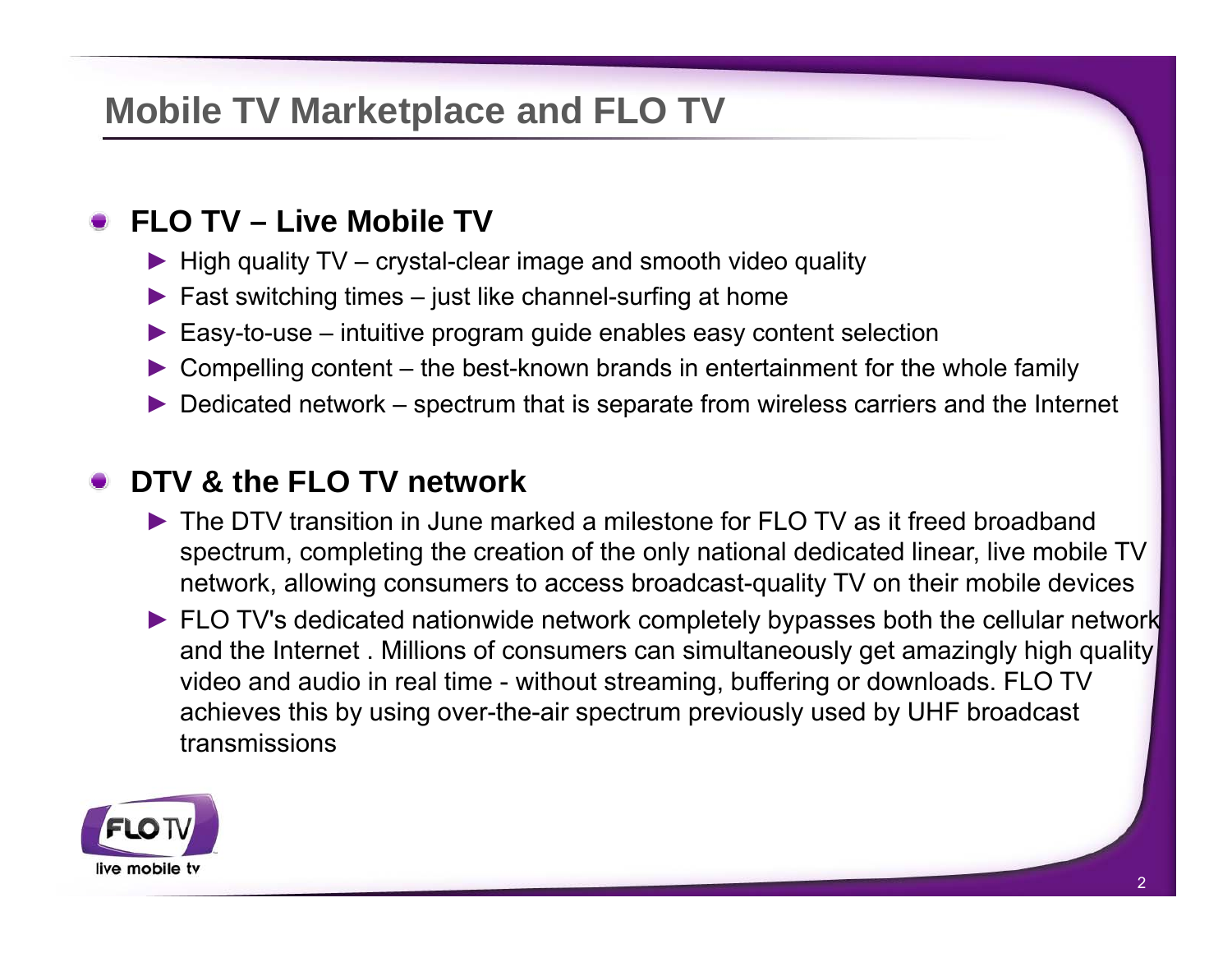# Mobile TV Marketplace and FLO TV

- **FLO TV – Live Mobile TV**
  - High quality TV – crystal-clear image and smooth video quality
  - Fast switching times – just like channel-surfing at home
  - Easy-to-use – intuitive program guide enables easy content selection
  - Compelling content – the best-known brands in entertainment for the whole family
  - Dedicated network – spectrum that is separate from wireless carriers and the Internet

- **DTV & the FLO TV network**
  - The DTV transition in June marked a milestone for FLO TV as it freed broadband spectrum, completing the creation of the only national dedicated linear, live mobile TV network, allowing consumers to access broadcast-quality TV on their mobile devices
  - FLO TV's dedicated nationwide network completely bypasses both the cellular network and the Internet . Millions of consumers can simultaneously get amazingly high quality video and audio in real time - without streaming, buffering or downloads. FLO TV achieves this by using over-the-air spectrum previously used by UHF broadcast transmissions

FLO TV
live mobile tv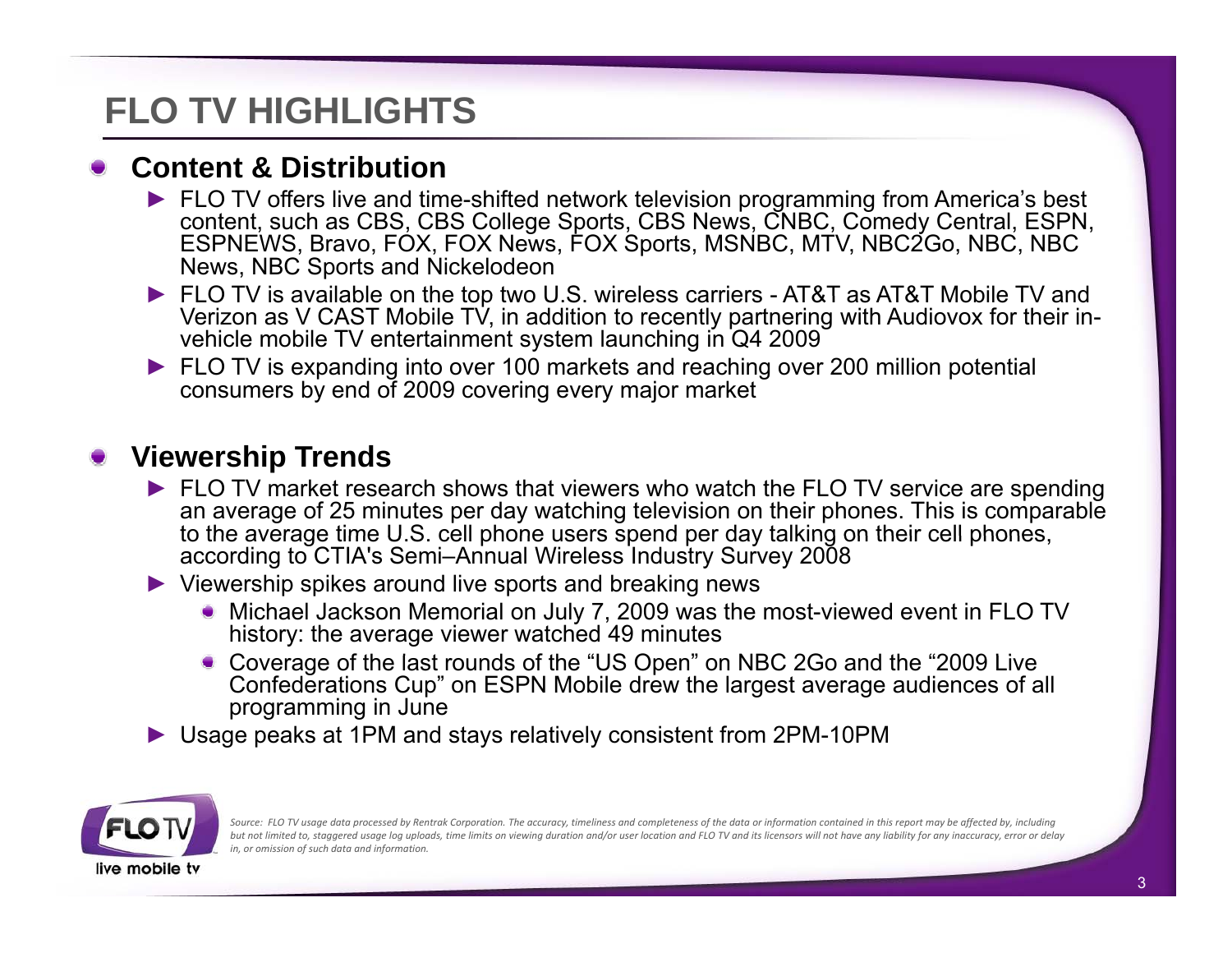# FLO TV HIGHLIGHTS

## Content & Distribution

- FLO TV offers live and time-shifted network television programming from America's best content, such as CBS, CBS College Sports, CBS News, CNBC, Comedy Central, ESPN, ESPNEWS, Bravo, FOX, FOX News, FOX Sports, MSNBC, MTV, NBC2Go, NBC, NBC News, NBC Sports and Nickelodeon
- FLO TV is available on the top two U.S. wireless carriers - AT&T as AT&T Mobile TV and Verizon as V CAST Mobile TV, in addition to recently partnering with Audiovox for their in-vehicle mobile TV entertainment system launching in Q4 2009
- FLO TV is expanding into over 100 markets and reaching over 200 million potential consumers by end of 2009 covering every major market

## Viewership Trends

- FLO TV market research shows that viewers who watch the FLO TV service are spending an average of 25 minutes per day watching television on their phones. This is comparable to the average time U.S. cell phone users spend per day talking on their cell phones, according to CTIA's Semi–Annual Wireless Industry Survey 2008
- Viewership spikes around live sports and breaking news
  - Michael Jackson Memorial on July 7, 2009 was the most-viewed event in FLO TV history: the average viewer watched 49 minutes
  - Coverage of the last rounds of the "US Open" on NBC 2Go and the "2009 Live Confederations Cup" on ESPN Mobile drew the largest average audiences of all programming in June
- Usage peaks at 1PM and stays relatively consistent from 2PM-10PM

FLO TV live mobile tv

*Source: FLO TV usage data processed by Rentrak Corporation. The accuracy, timeliness and completeness of the data or information contained in this report may be affected by, including but not limited to, staggered usage log uploads, time limits on viewing duration and/or user location and FLO TV and its licensors will not have any liability for any inaccuracy, error or delay in, or omission of such data and information.*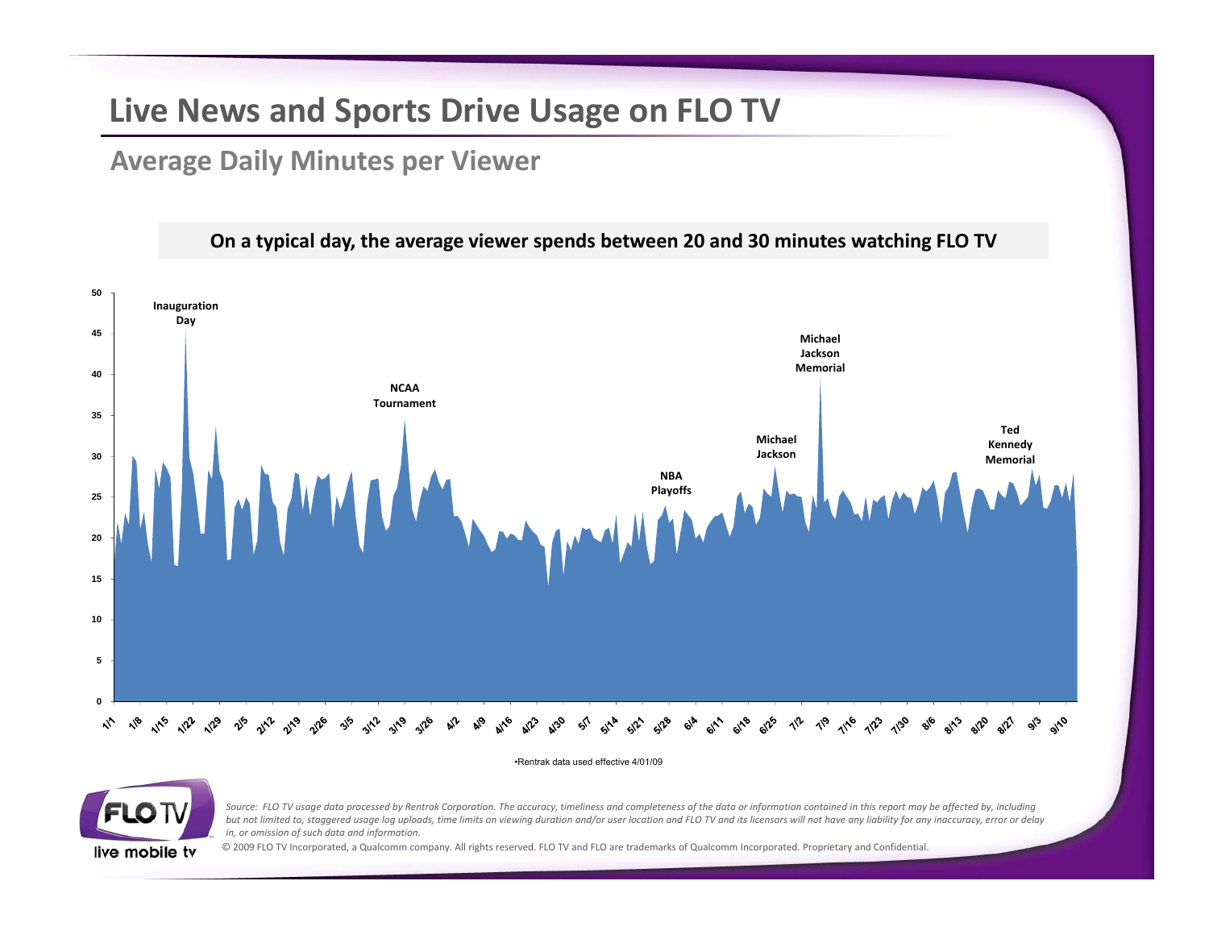# Live News and Sports Drive Usage on FLO TV

## Average Daily Minutes per Viewer

**On a typical day, the average viewer spends between 20 and 30 minutes watching FLO TV**

Chart annotations: Inauguration Day; NCAA Tournament; NBA Playoffs; Michael Jackson; Michael Jackson Memorial; Ted Kennedy Memorial

Y-axis: 0, 5, 10, 15, 20, 25, 30, 35, 40, 45, 50

X-axis: 1/1, 1/8, 1/15, 1/22, 1/29, 2/5, 2/12, 2/19, 2/26, 3/5, 3/12, 3/19, 3/26, 4/2, 4/9, 4/16, 4/23, 4/30, 5/7, 5/14, 5/21, 5/28, 6/4, 6/11, 6/18, 6/25, 7/2, 7/9, 7/16, 7/23, 7/30, 8/6, 8/13, 8/20, 8/27, 9/3, 9/10

•Rentrak data used effective 4/01/09

*Source: FLO TV usage data processed by Rentrak Corporation. The accuracy, timeliness and completeness of the data or information contained in this report may be affected by, including but not limited to, staggered usage log uploads, time limits on viewing duration and/or user location and FLO TV and its licensors will not have any liability for any inaccuracy, error or delay in, or omission of such data and information.*

© 2009 FLO TV Incorporated, a Qualcomm company. All rights reserved. FLO TV and FLO are trademarks of Qualcomm Incorporated. Proprietary and Confidential.

FLO TV live mobile tv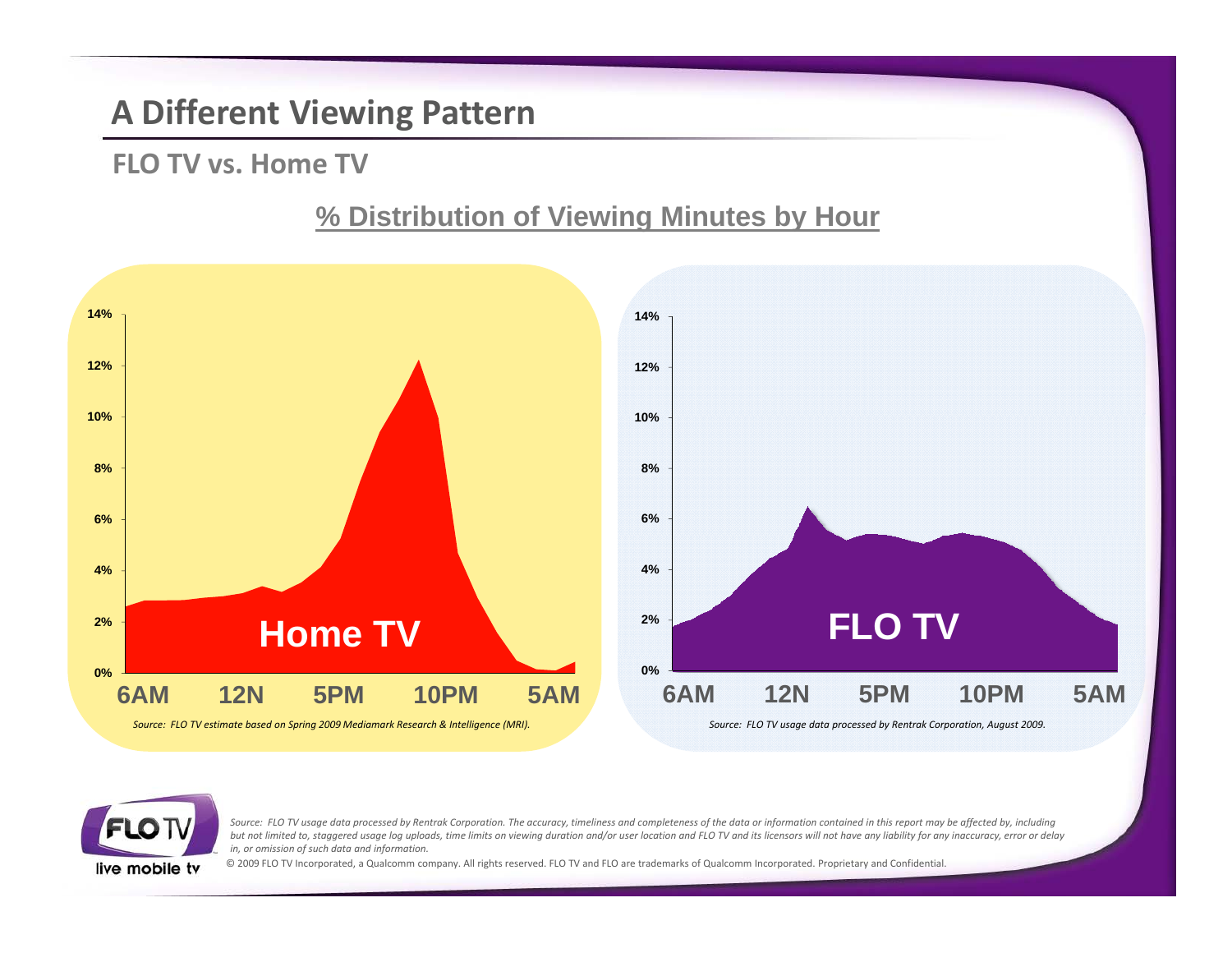# A Different Viewing Pattern

## FLO TV vs. Home TV

**% Distribution of Viewing Minutes by Hour**

14%
12%
10%
8%
6%
4%
2%
0%

**Home TV**

6AM 12N 5PM 10PM 5AM

*Source: FLO TV estimate based on Spring 2009 Mediamark Research & Intelligence (MRI).*

14%
12%
10%
8%
6%
4%
2%
0%

**FLO TV**

6AM 12N 5PM 10PM 5AM

*Source: FLO TV usage data processed by Rentrak Corporation, August 2009.*

FLO TV live mobile tv

*Source: FLO TV usage data processed by Rentrak Corporation. The accuracy, timeliness and completeness of the data or information contained in this report may be affected by, including but not limited to, staggered usage log uploads, time limits on viewing duration and/or user location and FLO TV and its licensors will not have any liability for any inaccuracy, error or delay in, or omission of such data and information.*

© 2009 FLO TV Incorporated, a Qualcomm company. All rights reserved. FLO TV and FLO are trademarks of Qualcomm Incorporated. Proprietary and Confidential.